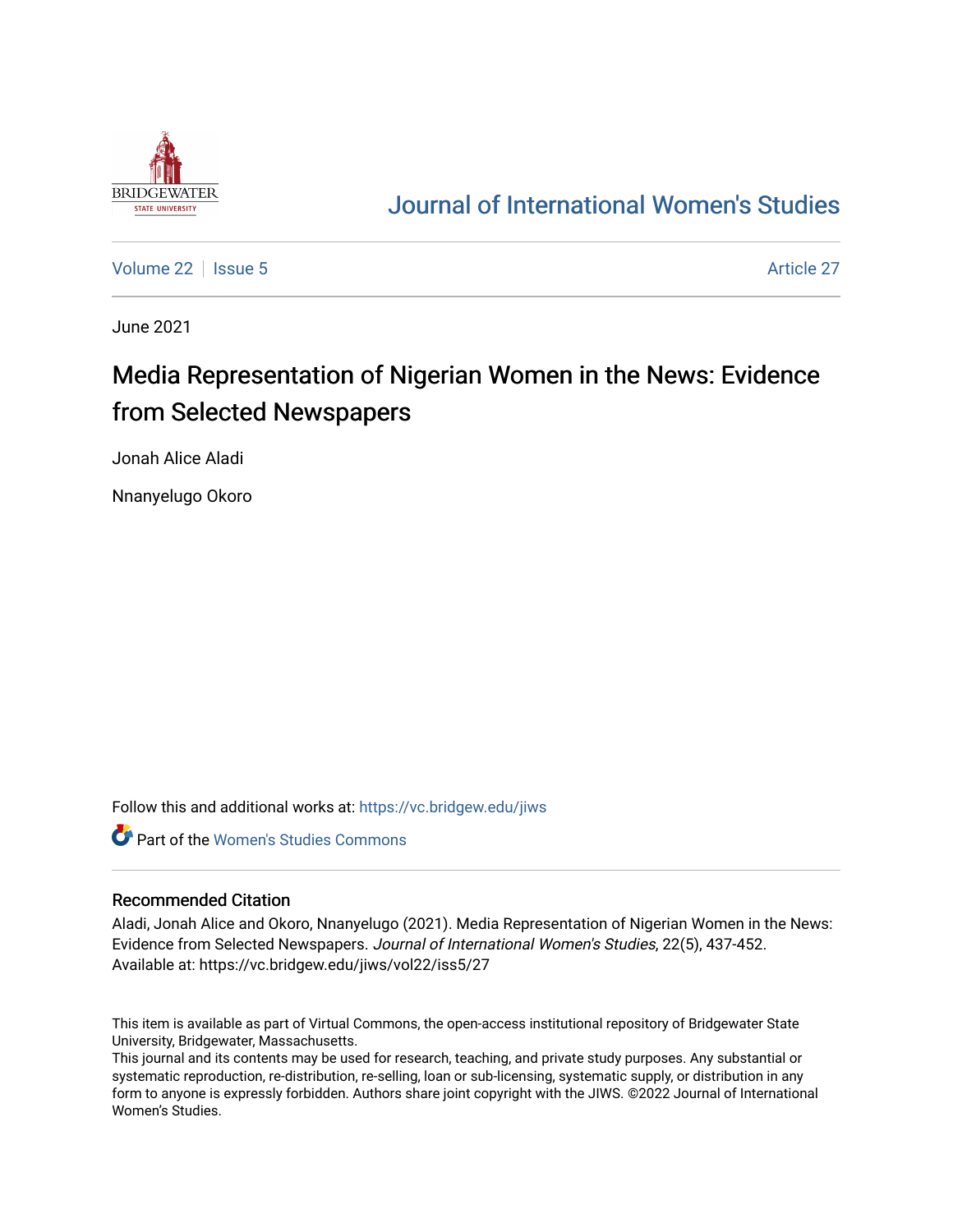Journal of International Women's Studies

Volume 22 | Issue 5 | Article 27

June 2021

# Media Representation of Nigerian Women in the News: Evidence from Selected Newspapers

Jonah Alice Aladi

Nnanyelugo Okoro

Follow this and additional works at: https://vc.bridgew.edu/jiws

Part of the Women's Studies Commons

## Recommended Citation

Aladi, Jonah Alice and Okoro, Nnanyelugo (2021). Media Representation of Nigerian Women in the News: Evidence from Selected Newspapers. *Journal of International Women's Studies*, 22(5), 437-452.
Available at: https://vc.bridgew.edu/jiws/vol22/iss5/27

This item is available as part of Virtual Commons, the open-access institutional repository of Bridgewater State University, Bridgewater, Massachusetts.
This journal and its contents may be used for research, teaching, and private study purposes. Any substantial or systematic reproduction, re-distribution, re-selling, loan or sub-licensing, systematic supply, or distribution in any form to anyone is expressly forbidden. Authors share joint copyright with the JIWS. ©2022 Journal of International Women's Studies.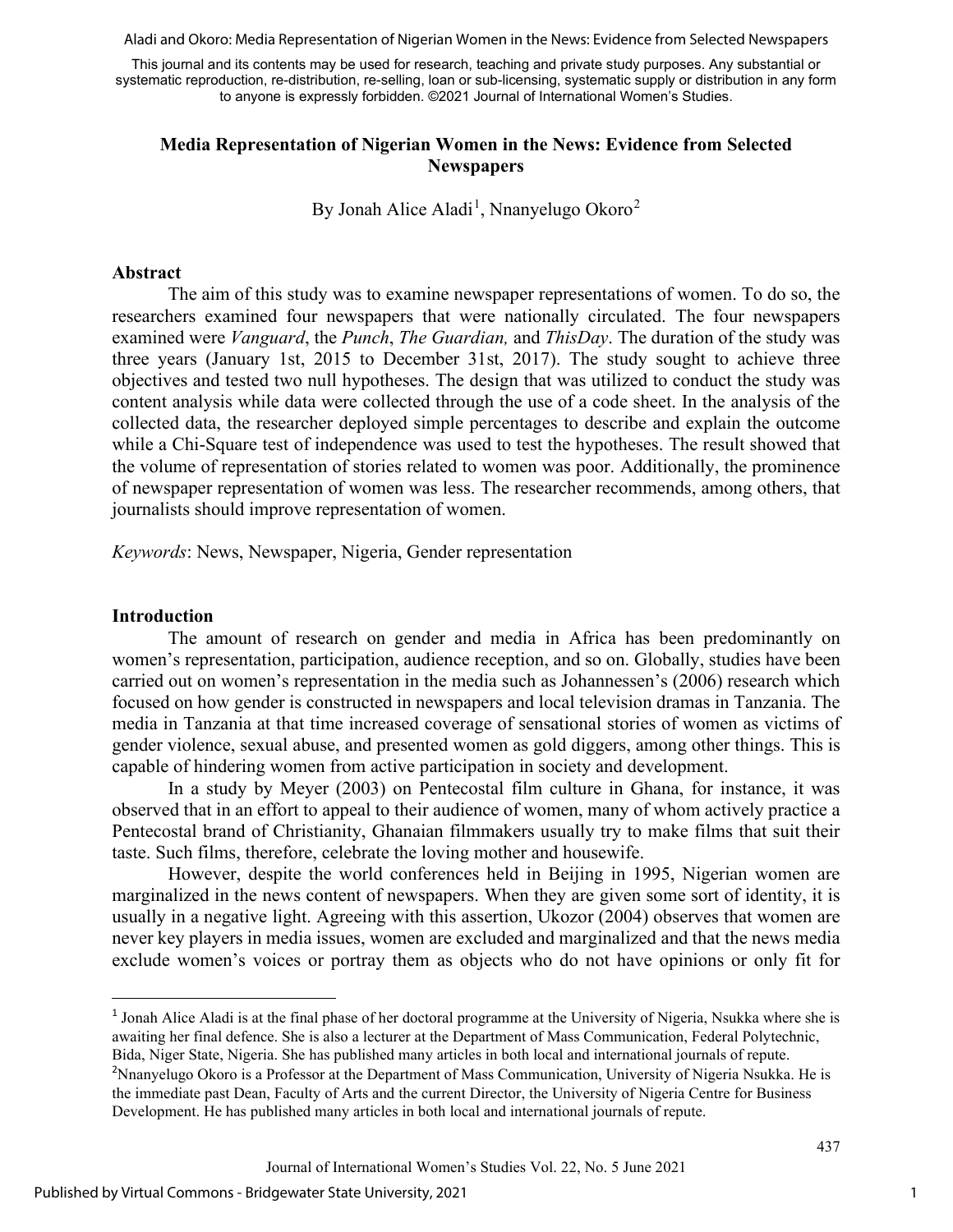# Media Representation of Nigerian Women in the News: Evidence from Selected Newspapers

By Jonah Alice Aladi[1], Nnanyelugo Okoro[2]

## Abstract

The aim of this study was to examine newspaper representations of women. To do so, the researchers examined four newspapers that were nationally circulated. The four newspapers examined were *Vanguard*, the *Punch*, *The Guardian,* and *ThisDay*. The duration of the study was three years (January 1st, 2015 to December 31st, 2017). The study sought to achieve three objectives and tested two null hypotheses. The design that was utilized to conduct the study was content analysis while data were collected through the use of a code sheet. In the analysis of the collected data, the researcher deployed simple percentages to describe and explain the outcome while a Chi-Square test of independence was used to test the hypotheses. The result showed that the volume of representation of stories related to women was poor. Additionally, the prominence of newspaper representation of women was less. The researcher recommends, among others, that journalists should improve representation of women.

*Keywords*: News, Newspaper, Nigeria, Gender representation

## Introduction

The amount of research on gender and media in Africa has been predominantly on women's representation, participation, audience reception, and so on. Globally, studies have been carried out on women's representation in the media such as Johannessen's (2006) research which focused on how gender is constructed in newspapers and local television dramas in Tanzania. The media in Tanzania at that time increased coverage of sensational stories of women as victims of gender violence, sexual abuse, and presented women as gold diggers, among other things. This is capable of hindering women from active participation in society and development.

In a study by Meyer (2003) on Pentecostal film culture in Ghana, for instance, it was observed that in an effort to appeal to their audience of women, many of whom actively practice a Pentecostal brand of Christianity, Ghanaian filmmakers usually try to make films that suit their taste. Such films, therefore, celebrate the loving mother and housewife.

However, despite the world conferences held in Beijing in 1995, Nigerian women are marginalized in the news content of newspapers. When they are given some sort of identity, it is usually in a negative light. Agreeing with this assertion, Ukozor (2004) observes that women are never key players in media issues, women are excluded and marginalized and that the news media exclude women's voices or portray them as objects who do not have opinions or only fit for

---

[1] Jonah Alice Aladi is at the final phase of her doctoral programme at the University of Nigeria, Nsukka where she is awaiting her final defence. She is also a lecturer at the Department of Mass Communication, Federal Polytechnic, Bida, Niger State, Nigeria. She has published many articles in both local and international journals of repute.

[2] Nnanyelugo Okoro is a Professor at the Department of Mass Communication, University of Nigeria Nsukka. He is the immediate past Dean, Faculty of Arts and the current Director, the University of Nigeria Centre for Business Development. He has published many articles in both local and international journals of repute.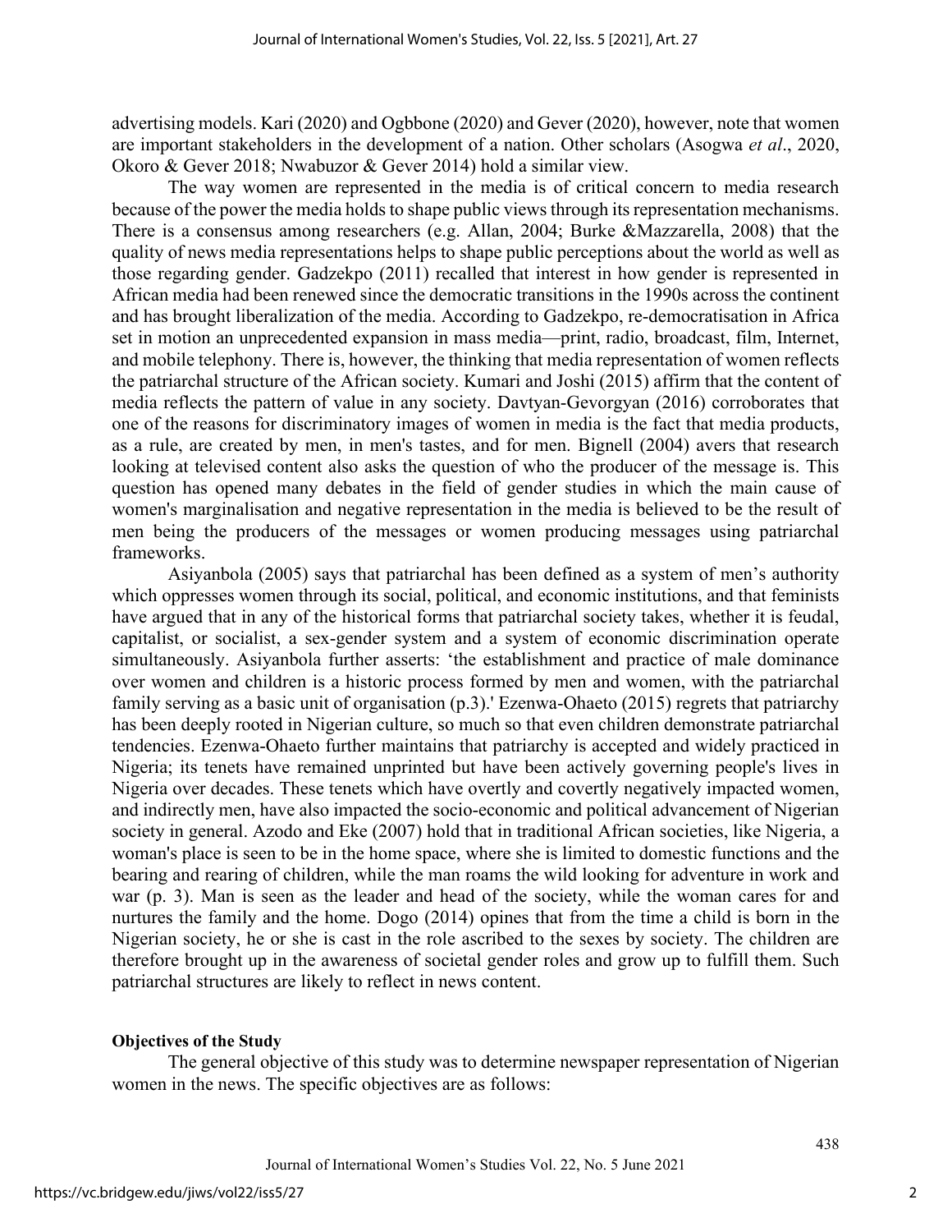advertising models. Kari (2020) and Ogbbone (2020) and Gever (2020), however, note that women are important stakeholders in the development of a nation. Other scholars (Asogwa *et al*., 2020, Okoro & Gever 2018; Nwabuzor & Gever 2014) hold a similar view.

The way women are represented in the media is of critical concern to media research because of the power the media holds to shape public views through its representation mechanisms. There is a consensus among researchers (e.g. Allan, 2004; Burke &Mazzarella, 2008) that the quality of news media representations helps to shape public perceptions about the world as well as those regarding gender. Gadzekpo (2011) recalled that interest in how gender is represented in African media had been renewed since the democratic transitions in the 1990s across the continent and has brought liberalization of the media. According to Gadzekpo, re-democratisation in Africa set in motion an unprecedented expansion in mass media—print, radio, broadcast, film, Internet, and mobile telephony. There is, however, the thinking that media representation of women reflects the patriarchal structure of the African society. Kumari and Joshi (2015) affirm that the content of media reflects the pattern of value in any society. Davtyan-Gevorgyan (2016) corroborates that one of the reasons for discriminatory images of women in media is the fact that media products, as a rule, are created by men, in men's tastes, and for men. Bignell (2004) avers that research looking at televised content also asks the question of who the producer of the message is. This question has opened many debates in the field of gender studies in which the main cause of women's marginalisation and negative representation in the media is believed to be the result of men being the producers of the messages or women producing messages using patriarchal frameworks.

Asiyanbola (2005) says that patriarchal has been defined as a system of men's authority which oppresses women through its social, political, and economic institutions, and that feminists have argued that in any of the historical forms that patriarchal society takes, whether it is feudal, capitalist, or socialist, a sex-gender system and a system of economic discrimination operate simultaneously. Asiyanbola further asserts: 'the establishment and practice of male dominance over women and children is a historic process formed by men and women, with the patriarchal family serving as a basic unit of organisation (p.3).' Ezenwa-Ohaeto (2015) regrets that patriarchy has been deeply rooted in Nigerian culture, so much so that even children demonstrate patriarchal tendencies. Ezenwa-Ohaeto further maintains that patriarchy is accepted and widely practiced in Nigeria; its tenets have remained unprinted but have been actively governing people's lives in Nigeria over decades. These tenets which have overtly and covertly negatively impacted women, and indirectly men, have also impacted the socio-economic and political advancement of Nigerian society in general. Azodo and Eke (2007) hold that in traditional African societies, like Nigeria, a woman's place is seen to be in the home space, where she is limited to domestic functions and the bearing and rearing of children, while the man roams the wild looking for adventure in work and war (p. 3). Man is seen as the leader and head of the society, while the woman cares for and nurtures the family and the home. Dogo (2014) opines that from the time a child is born in the Nigerian society, he or she is cast in the role ascribed to the sexes by society. The children are therefore brought up in the awareness of societal gender roles and grow up to fulfill them. Such patriarchal structures are likely to reflect in news content.

**Objectives of the Study**

The general objective of this study was to determine newspaper representation of Nigerian women in the news. The specific objectives are as follows: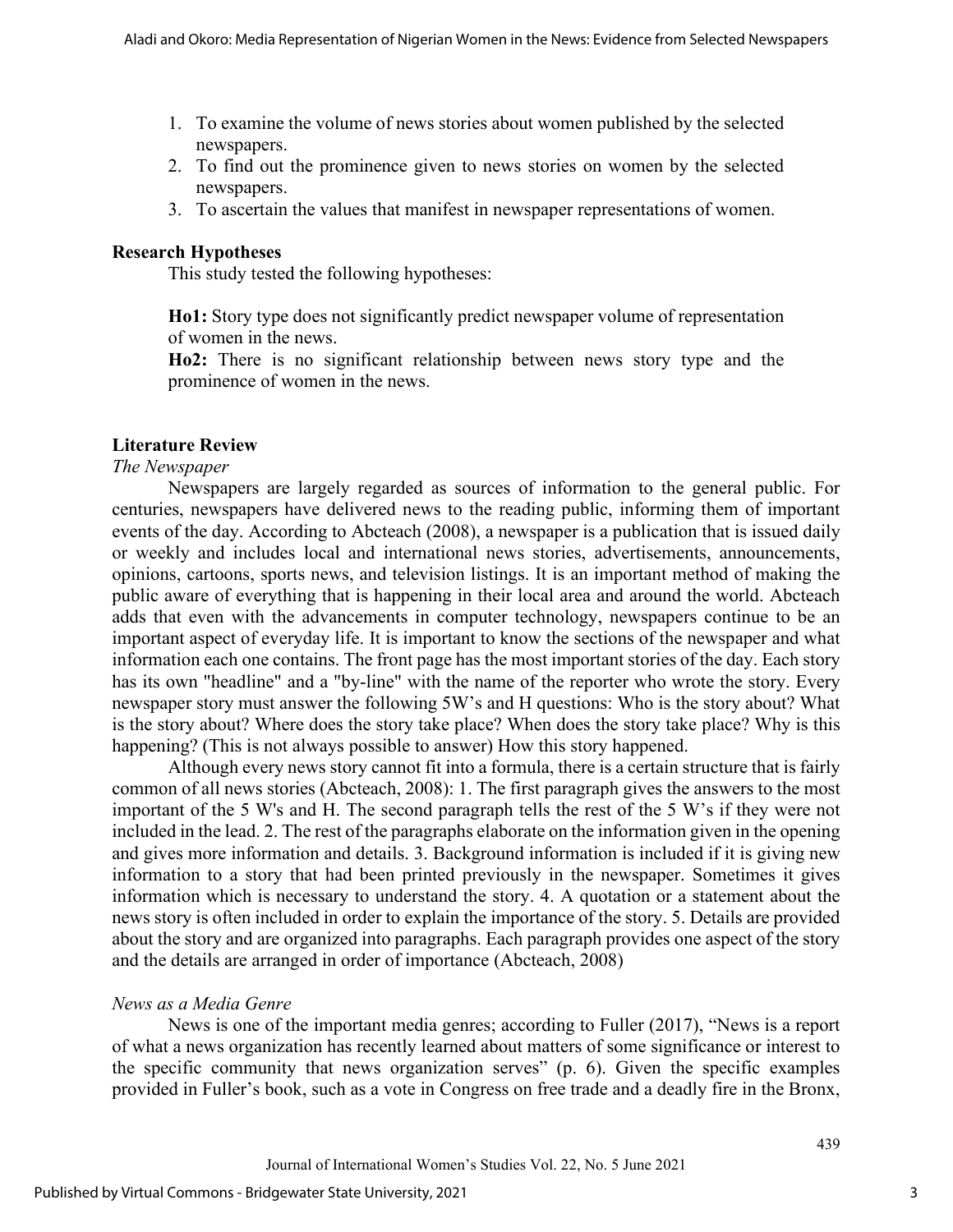1. To examine the volume of news stories about women published by the selected newspapers.
2. To find out the prominence given to news stories on women by the selected newspapers.
3. To ascertain the values that manifest in newspaper representations of women.

## Research Hypotheses

This study tested the following hypotheses:

**Ho1:** Story type does not significantly predict newspaper volume of representation of women in the news.

**Ho2:** There is no significant relationship between news story type and the prominence of women in the news.

## Literature Review

### *The Newspaper*

Newspapers are largely regarded as sources of information to the general public. For centuries, newspapers have delivered news to the reading public, informing them of important events of the day. According to Abcteach (2008), a newspaper is a publication that is issued daily or weekly and includes local and international news stories, advertisements, announcements, opinions, cartoons, sports news, and television listings. It is an important method of making the public aware of everything that is happening in their local area and around the world. Abcteach adds that even with the advancements in computer technology, newspapers continue to be an important aspect of everyday life. It is important to know the sections of the newspaper and what information each one contains. The front page has the most important stories of the day. Each story has its own "headline" and a "by-line" with the name of the reporter who wrote the story. Every newspaper story must answer the following 5W's and H questions: Who is the story about? What is the story about? Where does the story take place? When does the story take place? Why is this happening? (This is not always possible to answer) How this story happened.

Although every news story cannot fit into a formula, there is a certain structure that is fairly common of all news stories (Abcteach, 2008): 1. The first paragraph gives the answers to the most important of the 5 W's and H. The second paragraph tells the rest of the 5 W's if they were not included in the lead. 2. The rest of the paragraphs elaborate on the information given in the opening and gives more information and details. 3. Background information is included if it is giving new information to a story that had been printed previously in the newspaper. Sometimes it gives information which is necessary to understand the story. 4. A quotation or a statement about the news story is often included in order to explain the importance of the story. 5. Details are provided about the story and are organized into paragraphs. Each paragraph provides one aspect of the story and the details are arranged in order of importance (Abcteach, 2008)

### *News as a Media Genre*

News is one of the important media genres; according to Fuller (2017), "News is a report of what a news organization has recently learned about matters of some significance or interest to the specific community that news organization serves" (p. 6). Given the specific examples provided in Fuller's book, such as a vote in Congress on free trade and a deadly fire in the Bronx,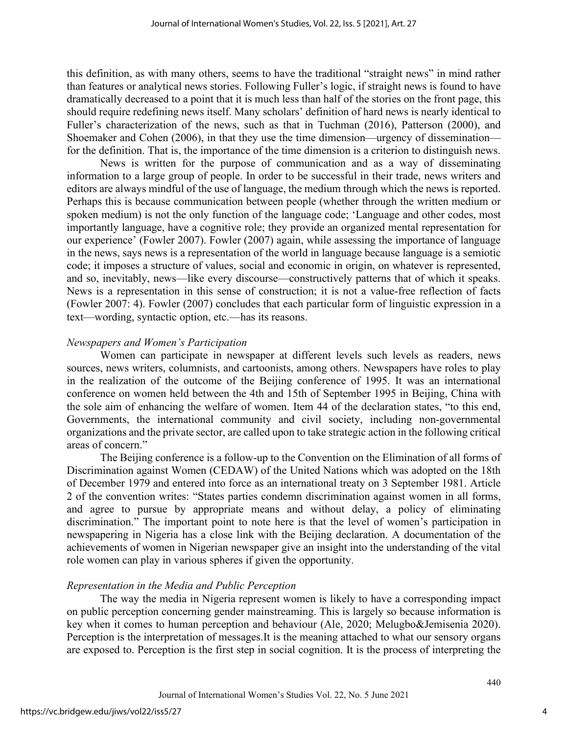this definition, as with many others, seems to have the traditional "straight news" in mind rather than features or analytical news stories. Following Fuller's logic, if straight news is found to have dramatically decreased to a point that it is much less than half of the stories on the front page, this should require redefining news itself. Many scholars' definition of hard news is nearly identical to Fuller's characterization of the news, such as that in Tuchman (2016), Patterson (2000), and Shoemaker and Cohen (2006), in that they use the time dimension—urgency of dissemination—for the definition. That is, the importance of the time dimension is a criterion to distinguish news.

News is written for the purpose of communication and as a way of disseminating information to a large group of people. In order to be successful in their trade, news writers and editors are always mindful of the use of language, the medium through which the news is reported. Perhaps this is because communication between people (whether through the written medium or spoken medium) is not the only function of the language code; 'Language and other codes, most importantly language, have a cognitive role; they provide an organized mental representation for our experience' (Fowler 2007). Fowler (2007) again, while assessing the importance of language in the news, says news is a representation of the world in language because language is a semiotic code; it imposes a structure of values, social and economic in origin, on whatever is represented, and so, inevitably, news—like every discourse—constructively patterns that of which it speaks. News is a representation in this sense of construction; it is not a value-free reflection of facts (Fowler 2007: 4). Fowler (2007) concludes that each particular form of linguistic expression in a text—wording, syntactic option, etc.—has its reasons.

*Newspapers and Women's Participation*

Women can participate in newspaper at different levels such levels as readers, news sources, news writers, columnists, and cartoonists, among others. Newspapers have roles to play in the realization of the outcome of the Beijing conference of 1995. It was an international conference on women held between the 4th and 15th of September 1995 in Beijing, China with the sole aim of enhancing the welfare of women. Item 44 of the declaration states, "to this end, Governments, the international community and civil society, including non-governmental organizations and the private sector, are called upon to take strategic action in the following critical areas of concern."

The Beijing conference is a follow-up to the Convention on the Elimination of all forms of Discrimination against Women (CEDAW) of the United Nations which was adopted on the 18th of December 1979 and entered into force as an international treaty on 3 September 1981. Article 2 of the convention writes: "States parties condemn discrimination against women in all forms, and agree to pursue by appropriate means and without delay, a policy of eliminating discrimination." The important point to note here is that the level of women's participation in newspapering in Nigeria has a close link with the Beijing declaration. A documentation of the achievements of women in Nigerian newspaper give an insight into the understanding of the vital role women can play in various spheres if given the opportunity.

*Representation in the Media and Public Perception*

The way the media in Nigeria represent women is likely to have a corresponding impact on public perception concerning gender mainstreaming. This is largely so because information is key when it comes to human perception and behaviour (Ale, 2020; Melugbo&Jemisenia 2020). Perception is the interpretation of messages.It is the meaning attached to what our sensory organs are exposed to. Perception is the first step in social cognition. It is the process of interpreting the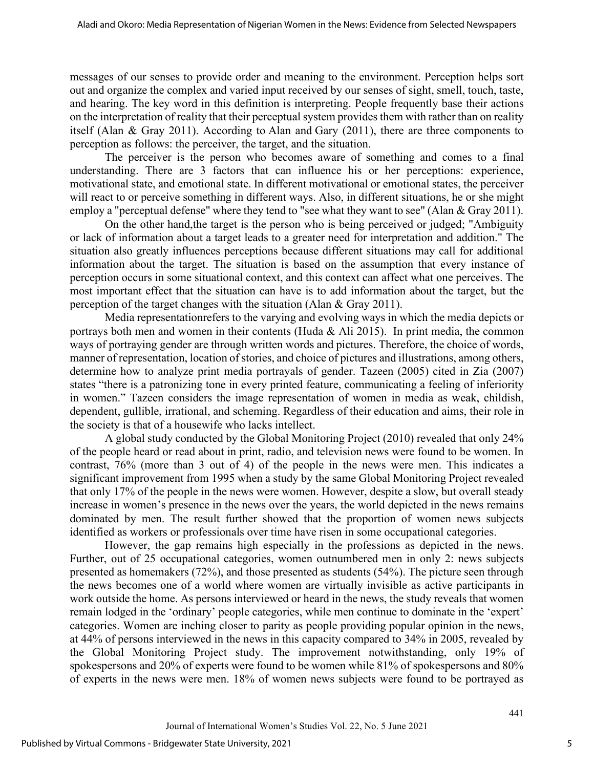messages of our senses to provide order and meaning to the environment. Perception helps sort out and organize the complex and varied input received by our senses of sight, smell, touch, taste, and hearing. The key word in this definition is interpreting. People frequently base their actions on the interpretation of reality that their perceptual system provides them with rather than on reality itself (Alan & Gray 2011). According to Alan and Gary (2011), there are three components to perception as follows: the perceiver, the target, and the situation.

The perceiver is the person who becomes aware of something and comes to a final understanding. There are 3 factors that can influence his or her perceptions: experience, motivational state, and emotional state. In different motivational or emotional states, the perceiver will react to or perceive something in different ways. Also, in different situations, he or she might employ a "perceptual defense" where they tend to "see what they want to see" (Alan & Gray 2011).

On the other hand,the target is the person who is being perceived or judged; "Ambiguity or lack of information about a target leads to a greater need for interpretation and addition." The situation also greatly influences perceptions because different situations may call for additional information about the target. The situation is based on the assumption that every instance of perception occurs in some situational context, and this context can affect what one perceives. The most important effect that the situation can have is to add information about the target, but the perception of the target changes with the situation (Alan & Gray 2011).

Media representationrefers to the varying and evolving ways in which the media depicts or portrays both men and women in their contents (Huda & Ali 2015). In print media, the common ways of portraying gender are through written words and pictures. Therefore, the choice of words, manner of representation, location of stories, and choice of pictures and illustrations, among others, determine how to analyze print media portrayals of gender. Tazeen (2005) cited in Zia (2007) states "there is a patronizing tone in every printed feature, communicating a feeling of inferiority in women." Tazeen considers the image representation of women in media as weak, childish, dependent, gullible, irrational, and scheming. Regardless of their education and aims, their role in the society is that of a housewife who lacks intellect.

A global study conducted by the Global Monitoring Project (2010) revealed that only 24% of the people heard or read about in print, radio, and television news were found to be women. In contrast, 76% (more than 3 out of 4) of the people in the news were men. This indicates a significant improvement from 1995 when a study by the same Global Monitoring Project revealed that only 17% of the people in the news were women. However, despite a slow, but overall steady increase in women's presence in the news over the years, the world depicted in the news remains dominated by men. The result further showed that the proportion of women news subjects identified as workers or professionals over time have risen in some occupational categories.

However, the gap remains high especially in the professions as depicted in the news. Further, out of 25 occupational categories, women outnumbered men in only 2: news subjects presented as homemakers (72%), and those presented as students (54%). The picture seen through the news becomes one of a world where women are virtually invisible as active participants in work outside the home. As persons interviewed or heard in the news, the study reveals that women remain lodged in the 'ordinary' people categories, while men continue to dominate in the 'expert' categories. Women are inching closer to parity as people providing popular opinion in the news, at 44% of persons interviewed in the news in this capacity compared to 34% in 2005, revealed by the Global Monitoring Project study. The improvement notwithstanding, only 19% of spokespersons and 20% of experts were found to be women while 81% of spokespersons and 80% of experts in the news were men. 18% of women news subjects were found to be portrayed as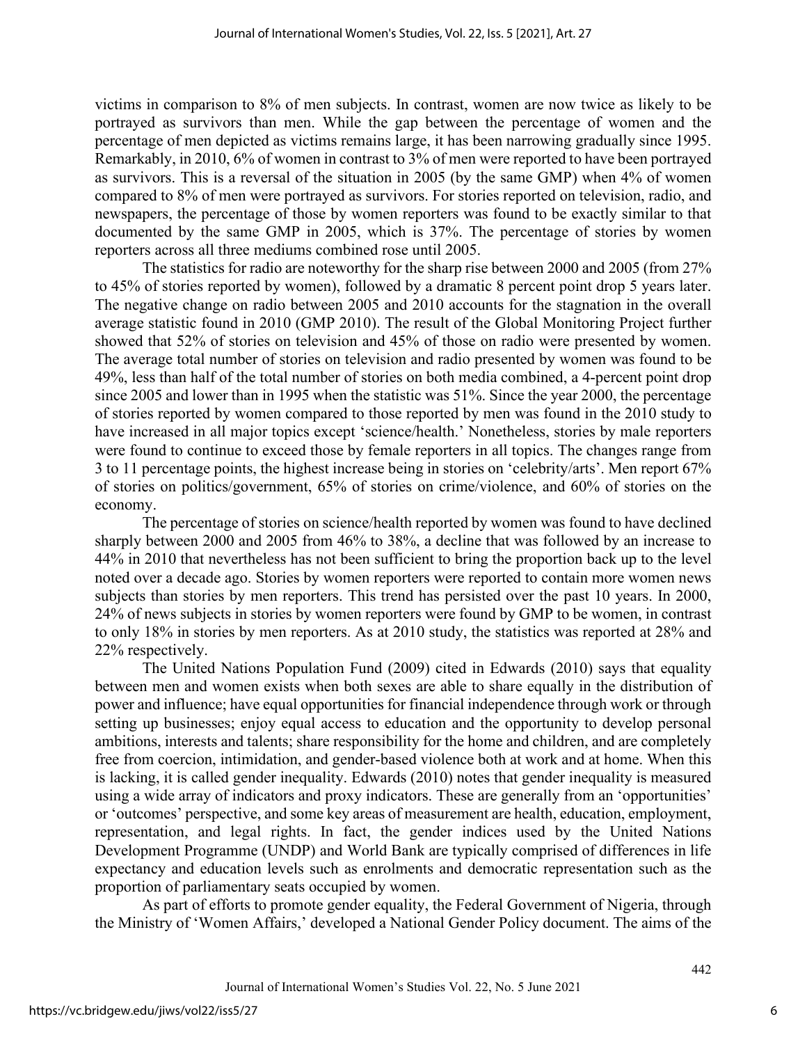victims in comparison to 8% of men subjects. In contrast, women are now twice as likely to be portrayed as survivors than men. While the gap between the percentage of women and the percentage of men depicted as victims remains large, it has been narrowing gradually since 1995. Remarkably, in 2010, 6% of women in contrast to 3% of men were reported to have been portrayed as survivors. This is a reversal of the situation in 2005 (by the same GMP) when 4% of women compared to 8% of men were portrayed as survivors. For stories reported on television, radio, and newspapers, the percentage of those by women reporters was found to be exactly similar to that documented by the same GMP in 2005, which is 37%. The percentage of stories by women reporters across all three mediums combined rose until 2005.

The statistics for radio are noteworthy for the sharp rise between 2000 and 2005 (from 27% to 45% of stories reported by women), followed by a dramatic 8 percent point drop 5 years later. The negative change on radio between 2005 and 2010 accounts for the stagnation in the overall average statistic found in 2010 (GMP 2010). The result of the Global Monitoring Project further showed that 52% of stories on television and 45% of those on radio were presented by women. The average total number of stories on television and radio presented by women was found to be 49%, less than half of the total number of stories on both media combined, a 4-percent point drop since 2005 and lower than in 1995 when the statistic was 51%. Since the year 2000, the percentage of stories reported by women compared to those reported by men was found in the 2010 study to have increased in all major topics except 'science/health.' Nonetheless, stories by male reporters were found to continue to exceed those by female reporters in all topics. The changes range from 3 to 11 percentage points, the highest increase being in stories on 'celebrity/arts'. Men report 67% of stories on politics/government, 65% of stories on crime/violence, and 60% of stories on the economy.

The percentage of stories on science/health reported by women was found to have declined sharply between 2000 and 2005 from 46% to 38%, a decline that was followed by an increase to 44% in 2010 that nevertheless has not been sufficient to bring the proportion back up to the level noted over a decade ago. Stories by women reporters were reported to contain more women news subjects than stories by men reporters. This trend has persisted over the past 10 years. In 2000, 24% of news subjects in stories by women reporters were found by GMP to be women, in contrast to only 18% in stories by men reporters. As at 2010 study, the statistics was reported at 28% and 22% respectively.

The United Nations Population Fund (2009) cited in Edwards (2010) says that equality between men and women exists when both sexes are able to share equally in the distribution of power and influence; have equal opportunities for financial independence through work or through setting up businesses; enjoy equal access to education and the opportunity to develop personal ambitions, interests and talents; share responsibility for the home and children, and are completely free from coercion, intimidation, and gender-based violence both at work and at home. When this is lacking, it is called gender inequality. Edwards (2010) notes that gender inequality is measured using a wide array of indicators and proxy indicators. These are generally from an 'opportunities' or 'outcomes' perspective, and some key areas of measurement are health, education, employment, representation, and legal rights. In fact, the gender indices used by the United Nations Development Programme (UNDP) and World Bank are typically comprised of differences in life expectancy and education levels such as enrolments and democratic representation such as the proportion of parliamentary seats occupied by women.

As part of efforts to promote gender equality, the Federal Government of Nigeria, through the Ministry of 'Women Affairs,' developed a National Gender Policy document. The aims of the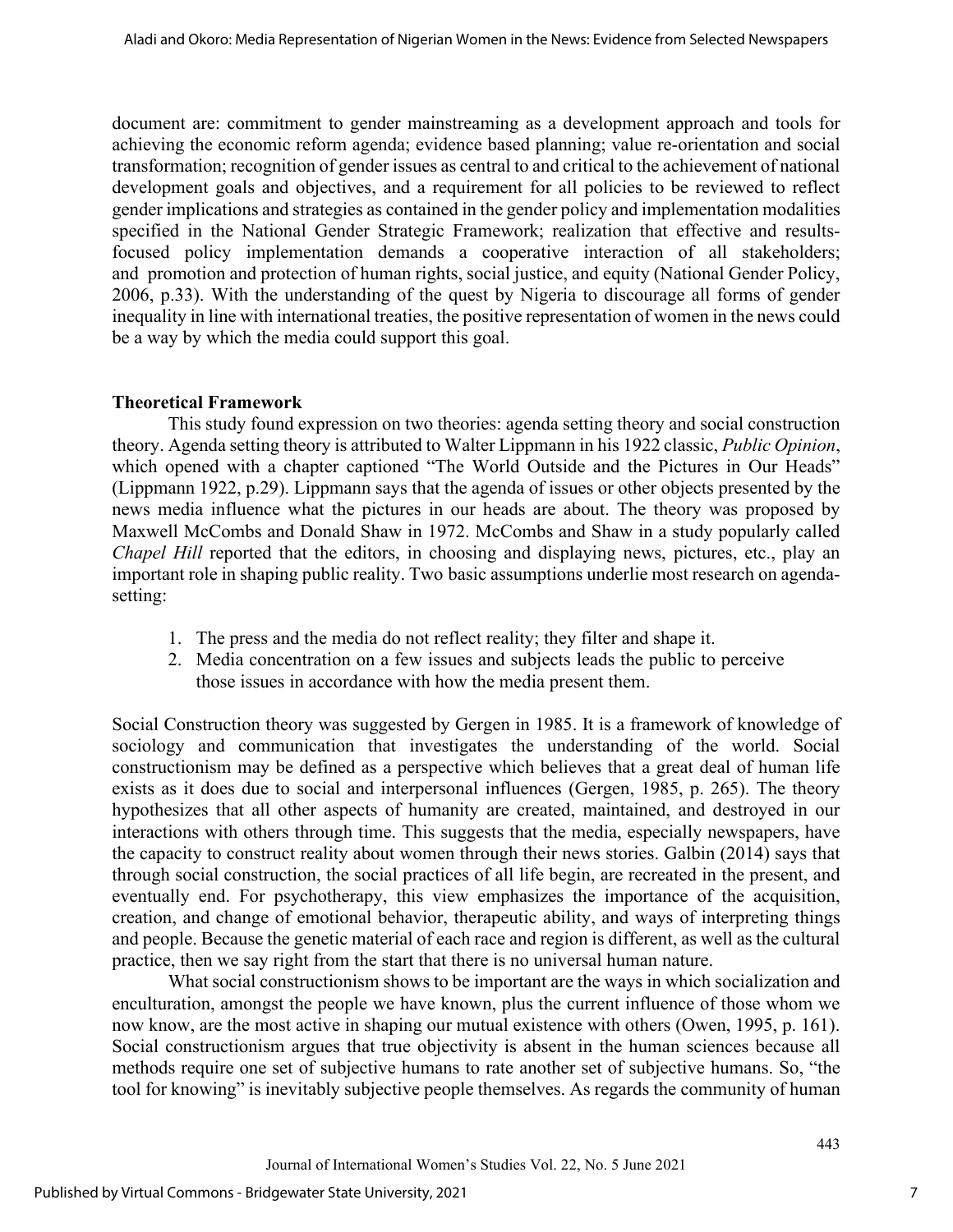document are: commitment to gender mainstreaming as a development approach and tools for achieving the economic reform agenda; evidence based planning; value re-orientation and social transformation; recognition of gender issues as central to and critical to the achievement of national development goals and objectives, and a requirement for all policies to be reviewed to reflect gender implications and strategies as contained in the gender policy and implementation modalities specified in the National Gender Strategic Framework; realization that effective and results-focused policy implementation demands a cooperative interaction of all stakeholders; and promotion and protection of human rights, social justice, and equity (National Gender Policy, 2006, p.33). With the understanding of the quest by Nigeria to discourage all forms of gender inequality in line with international treaties, the positive representation of women in the news could be a way by which the media could support this goal.

## Theoretical Framework

This study found expression on two theories: agenda setting theory and social construction theory. Agenda setting theory is attributed to Walter Lippmann in his 1922 classic, *Public Opinion*, which opened with a chapter captioned "The World Outside and the Pictures in Our Heads" (Lippmann 1922, p.29). Lippmann says that the agenda of issues or other objects presented by the news media influence what the pictures in our heads are about. The theory was proposed by Maxwell McCombs and Donald Shaw in 1972. McCombs and Shaw in a study popularly called *Chapel Hill* reported that the editors, in choosing and displaying news, pictures, etc., play an important role in shaping public reality. Two basic assumptions underlie most research on agenda-setting:

1. The press and the media do not reflect reality; they filter and shape it.
2. Media concentration on a few issues and subjects leads the public to perceive those issues in accordance with how the media present them.

Social Construction theory was suggested by Gergen in 1985. It is a framework of knowledge of sociology and communication that investigates the understanding of the world. Social constructionism may be defined as a perspective which believes that a great deal of human life exists as it does due to social and interpersonal influences (Gergen, 1985, p. 265). The theory hypothesizes that all other aspects of humanity are created, maintained, and destroyed in our interactions with others through time. This suggests that the media, especially newspapers, have the capacity to construct reality about women through their news stories. Galbin (2014) says that through social construction, the social practices of all life begin, are recreated in the present, and eventually end. For psychotherapy, this view emphasizes the importance of the acquisition, creation, and change of emotional behavior, therapeutic ability, and ways of interpreting things and people. Because the genetic material of each race and region is different, as well as the cultural practice, then we say right from the start that there is no universal human nature.

What social constructionism shows to be important are the ways in which socialization and enculturation, amongst the people we have known, plus the current influence of those whom we now know, are the most active in shaping our mutual existence with others (Owen, 1995, p. 161). Social constructionism argues that true objectivity is absent in the human sciences because all methods require one set of subjective humans to rate another set of subjective humans. So, "the tool for knowing" is inevitably subjective people themselves. As regards the community of human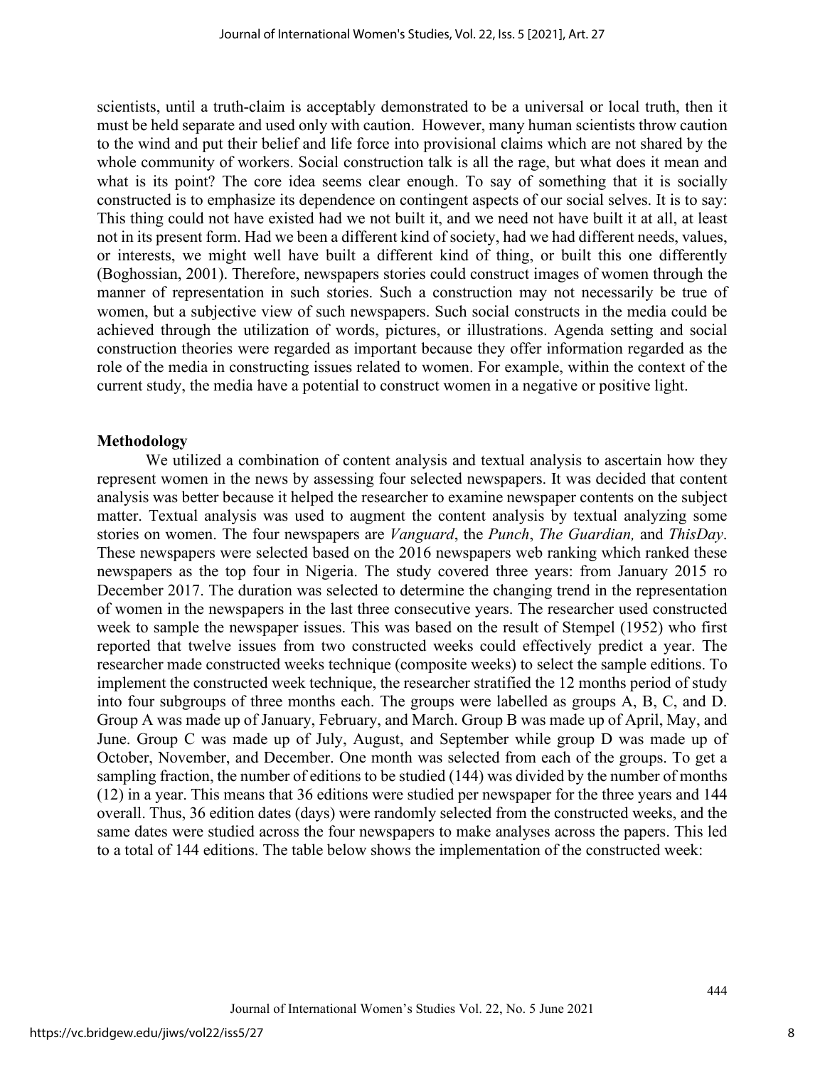scientists, until a truth-claim is acceptably demonstrated to be a universal or local truth, then it must be held separate and used only with caution. However, many human scientists throw caution to the wind and put their belief and life force into provisional claims which are not shared by the whole community of workers. Social construction talk is all the rage, but what does it mean and what is its point? The core idea seems clear enough. To say of something that it is socially constructed is to emphasize its dependence on contingent aspects of our social selves. It is to say: This thing could not have existed had we not built it, and we need not have built it at all, at least not in its present form. Had we been a different kind of society, had we had different needs, values, or interests, we might well have built a different kind of thing, or built this one differently (Boghossian, 2001). Therefore, newspapers stories could construct images of women through the manner of representation in such stories. Such a construction may not necessarily be true of women, but a subjective view of such newspapers. Such social constructs in the media could be achieved through the utilization of words, pictures, or illustrations. Agenda setting and social construction theories were regarded as important because they offer information regarded as the role of the media in constructing issues related to women. For example, within the context of the current study, the media have a potential to construct women in a negative or positive light.

## Methodology

We utilized a combination of content analysis and textual analysis to ascertain how they represent women in the news by assessing four selected newspapers. It was decided that content analysis was better because it helped the researcher to examine newspaper contents on the subject matter. Textual analysis was used to augment the content analysis by textual analyzing some stories on women. The four newspapers are *Vanguard*, the *Punch*, *The Guardian,* and *ThisDay*. These newspapers were selected based on the 2016 newspapers web ranking which ranked these newspapers as the top four in Nigeria. The study covered three years: from January 2015 ro December 2017. The duration was selected to determine the changing trend in the representation of women in the newspapers in the last three consecutive years. The researcher used constructed week to sample the newspaper issues. This was based on the result of Stempel (1952) who first reported that twelve issues from two constructed weeks could effectively predict a year. The researcher made constructed weeks technique (composite weeks) to select the sample editions. To implement the constructed week technique, the researcher stratified the 12 months period of study into four subgroups of three months each. The groups were labelled as groups A, B, C, and D. Group A was made up of January, February, and March. Group B was made up of April, May, and June. Group C was made up of July, August, and September while group D was made up of October, November, and December. One month was selected from each of the groups. To get a sampling fraction, the number of editions to be studied (144) was divided by the number of months (12) in a year. This means that 36 editions were studied per newspaper for the three years and 144 overall. Thus, 36 edition dates (days) were randomly selected from the constructed weeks, and the same dates were studied across the four newspapers to make analyses across the papers. This led to a total of 144 editions. The table below shows the implementation of the constructed week: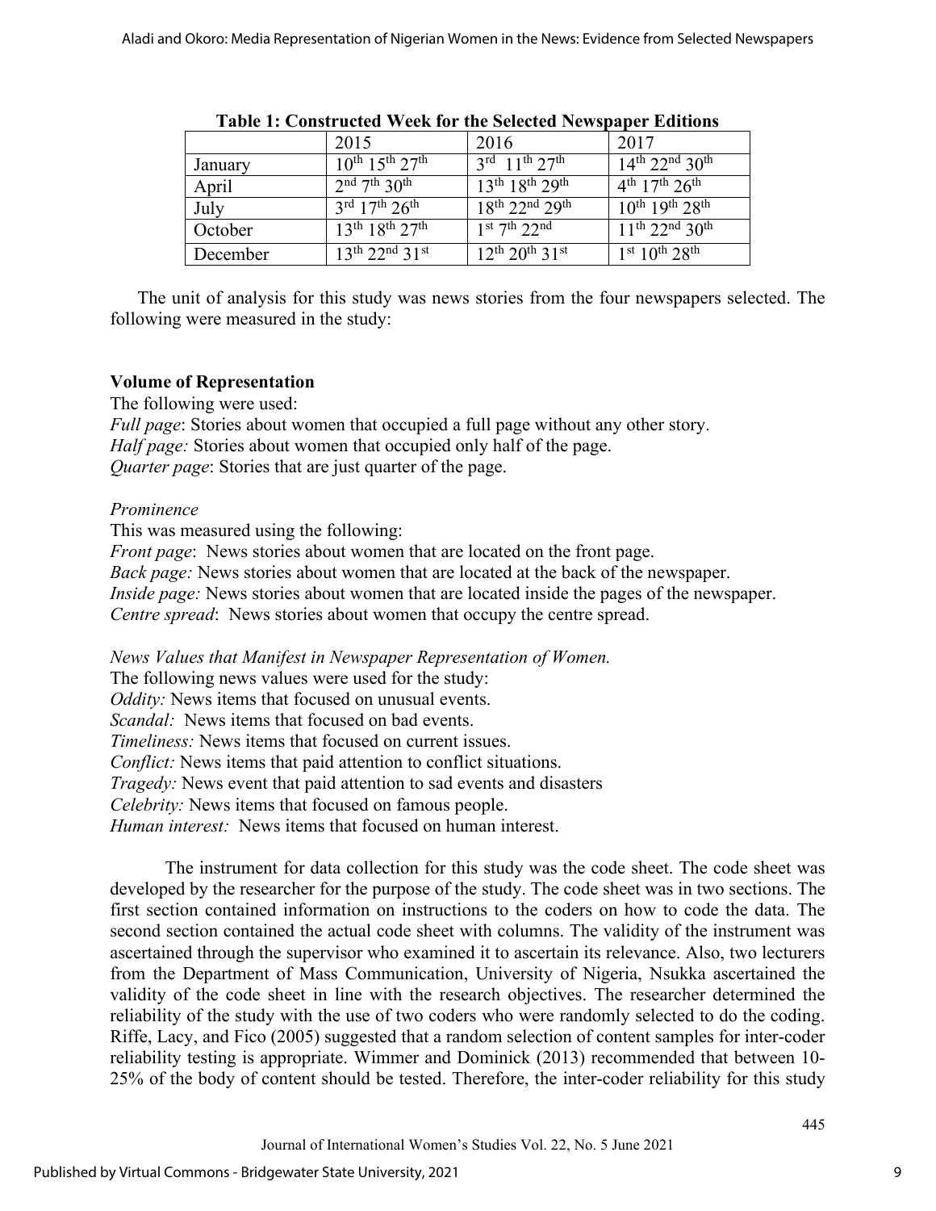**Table 1: Constructed Week for the Selected Newspaper Editions**

| | 2015 | 2016 | 2017 |
|---|---|---|---|
| January | 10th 15th 27th | 3rd 11th 27th | 14th 22nd 30th |
| April | 2nd 7th 30th | 13th 18th 29th | 4th 17th 26th |
| July | 3rd 17th 26th | 18th 22nd 29th | 10th 19th 28th |
| October | 13th 18th 27th | 1st 7th 22nd | 11th 22nd 30th |
| December | 13th 22nd 31st | 12th 20th 31st | 1st 10th 28th |

The unit of analysis for this study was news stories from the four newspapers selected. The following were measured in the study:

**Volume of Representation**

The following were used:

*Full page*: Stories about women that occupied a full page without any other story.
*Half page:* Stories about women that occupied only half of the page.
*Quarter page*: Stories that are just quarter of the page.

*Prominence*

This was measured using the following:

*Front page*: News stories about women that are located on the front page.
*Back page:* News stories about women that are located at the back of the newspaper.
*Inside page:* News stories about women that are located inside the pages of the newspaper.
*Centre spread*: News stories about women that occupy the centre spread.

*News Values that Manifest in Newspaper Representation of Women.*

The following news values were used for the study:

*Oddity:* News items that focused on unusual events.
*Scandal:* News items that focused on bad events.
*Timeliness:* News items that focused on current issues.
*Conflict:* News items that paid attention to conflict situations.
*Tragedy:* News event that paid attention to sad events and disasters
*Celebrity:* News items that focused on famous people.
*Human interest:* News items that focused on human interest.

The instrument for data collection for this study was the code sheet. The code sheet was developed by the researcher for the purpose of the study. The code sheet was in two sections. The first section contained information on instructions to the coders on how to code the data. The second section contained the actual code sheet with columns. The validity of the instrument was ascertained through the supervisor who examined it to ascertain its relevance. Also, two lecturers from the Department of Mass Communication, University of Nigeria, Nsukka ascertained the validity of the code sheet in line with the research objectives. The researcher determined the reliability of the study with the use of two coders who were randomly selected to do the coding. Riffe, Lacy, and Fico (2005) suggested that a random selection of content samples for inter-coder reliability testing is appropriate. Wimmer and Dominick (2013) recommended that between 10-25% of the body of content should be tested. Therefore, the inter-coder reliability for this study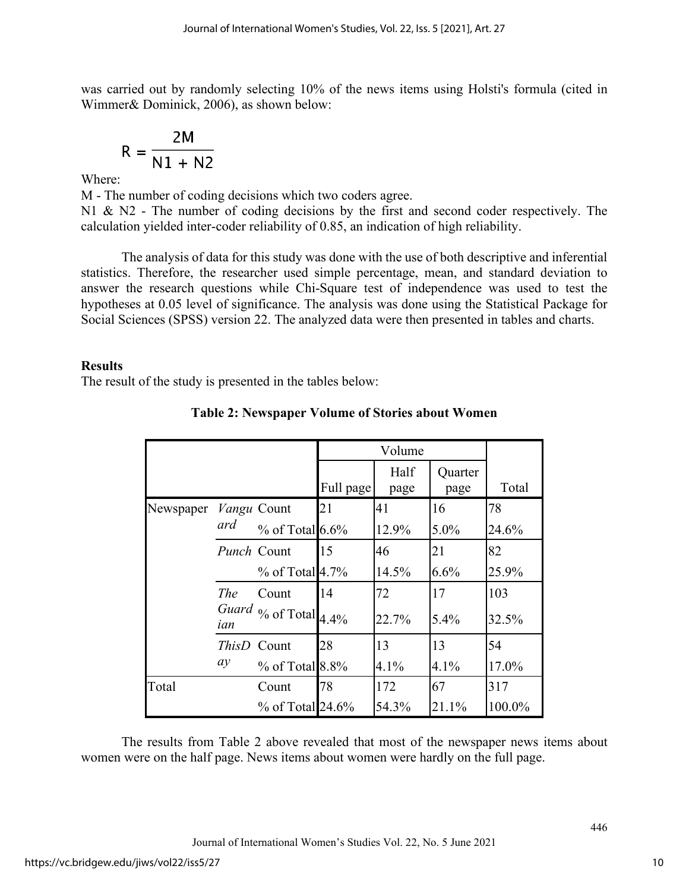was carried out by randomly selecting 10% of the news items using Holsti's formula (cited in Wimmer& Dominick, 2006), as shown below:

$$R = \frac{2M}{N1 + N2}$$

Where:

M - The number of coding decisions which two coders agree.

N1 & N2 - The number of coding decisions by the first and second coder respectively. The calculation yielded inter-coder reliability of 0.85, an indication of high reliability.

The analysis of data for this study was done with the use of both descriptive and inferential statistics. Therefore, the researcher used simple percentage, mean, and standard deviation to answer the research questions while Chi-Square test of independence was used to test the hypotheses at 0.05 level of significance. The analysis was done using the Statistical Package for Social Sciences (SPSS) version 22. The analyzed data were then presented in tables and charts.

**Results**

The result of the study is presented in the tables below:

**Table 2: Newspaper Volume of Stories about Women**

| | | | Volume | | | |
|---|---|---|---|---|---|---|
| | | | Full page | Half page | Quarter page | Total |
| Newspaper | *Vanguard* | Count | 21 | 41 | 16 | 78 |
| | | % of Total | 6.6% | 12.9% | 5.0% | 24.6% |
| | *Punch* | Count | 15 | 46 | 21 | 82 |
| | | % of Total | 4.7% | 14.5% | 6.6% | 25.9% |
| | *The Guardian* | Count | 14 | 72 | 17 | 103 |
| | | % of Total | 4.4% | 22.7% | 5.4% | 32.5% |
| | *ThisDay* | Count | 28 | 13 | 13 | 54 |
| | | % of Total | 8.8% | 4.1% | 4.1% | 17.0% |
| Total | | Count | 78 | 172 | 67 | 317 |
| | | % of Total | 24.6% | 54.3% | 21.1% | 100.0% |

The results from Table 2 above revealed that most of the newspaper news items about women were on the half page. News items about women were hardly on the full page.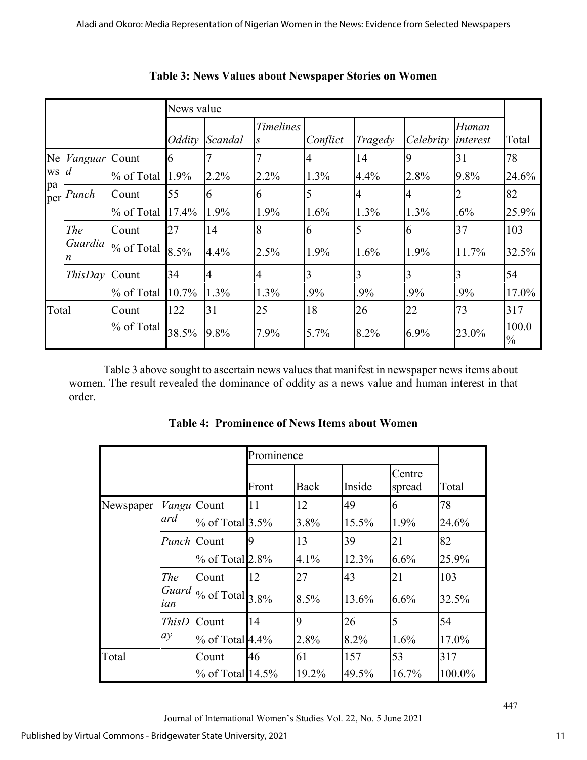**Table 3: News Values about Newspaper Stories on Women**

| | | | News value | | | | | | | Total |
|---|---|---|---|---|---|---|---|---|---|---|
| | | | *Oddity* | *Scandal* | *Timelines s* | *Conflict* | *Tragedy* | *Celebrity* | *Human interest* | |
| News paper | *Vanguard* | Count | 6 | 7 | 7 | 4 | 14 | 9 | 31 | 78 |
| | | % of Total | 1.9% | 2.2% | 2.2% | 1.3% | 4.4% | 2.8% | 9.8% | 24.6% |
| | *Punch* | Count | 55 | 6 | 6 | 5 | 4 | 4 | 2 | 82 |
| | | % of Total | 17.4% | 1.9% | 1.9% | 1.6% | 1.3% | 1.3% | .6% | 25.9% |
| | *The Guardian* | Count | 27 | 14 | 8 | 6 | 5 | 6 | 37 | 103 |
| | | % of Total | 8.5% | 4.4% | 2.5% | 1.9% | 1.6% | 1.9% | 11.7% | 32.5% |
| | *ThisDay* | Count | 34 | 4 | 4 | 3 | 3 | 3 | 3 | 54 |
| | | % of Total | 10.7% | 1.3% | 1.3% | .9% | .9% | .9% | .9% | 17.0% |
| Total | | Count | 122 | 31 | 25 | 18 | 26 | 22 | 73 | 317 |
| | | % of Total | 38.5% | 9.8% | 7.9% | 5.7% | 8.2% | 6.9% | 23.0% | 100.0% |

Table 3 above sought to ascertain news values that manifest in newspaper news items about women. The result revealed the dominance of oddity as a news value and human interest in that order.

**Table 4: Prominence of News Items about Women**

| | | | Prominence | | | | Total |
|---|---|---|---|---|---|---|---|
| | | | Front | Back | Inside | Centre spread | |
| Newspaper | *Vanguard* | Count | 11 | 12 | 49 | 6 | 78 |
| | | % of Total | 3.5% | 3.8% | 15.5% | 1.9% | 24.6% |
| | *Punch* | Count | 9 | 13 | 39 | 21 | 82 |
| | | % of Total | 2.8% | 4.1% | 12.3% | 6.6% | 25.9% |
| | *The Guardian* | Count | 12 | 27 | 43 | 21 | 103 |
| | | % of Total | 3.8% | 8.5% | 13.6% | 6.6% | 32.5% |
| | *ThisDay* | Count | 14 | 9 | 26 | 5 | 54 |
| | | % of Total | 4.4% | 2.8% | 8.2% | 1.6% | 17.0% |
| Total | | Count | 46 | 61 | 157 | 53 | 317 |
| | | % of Total | 14.5% | 19.2% | 49.5% | 16.7% | 100.0% |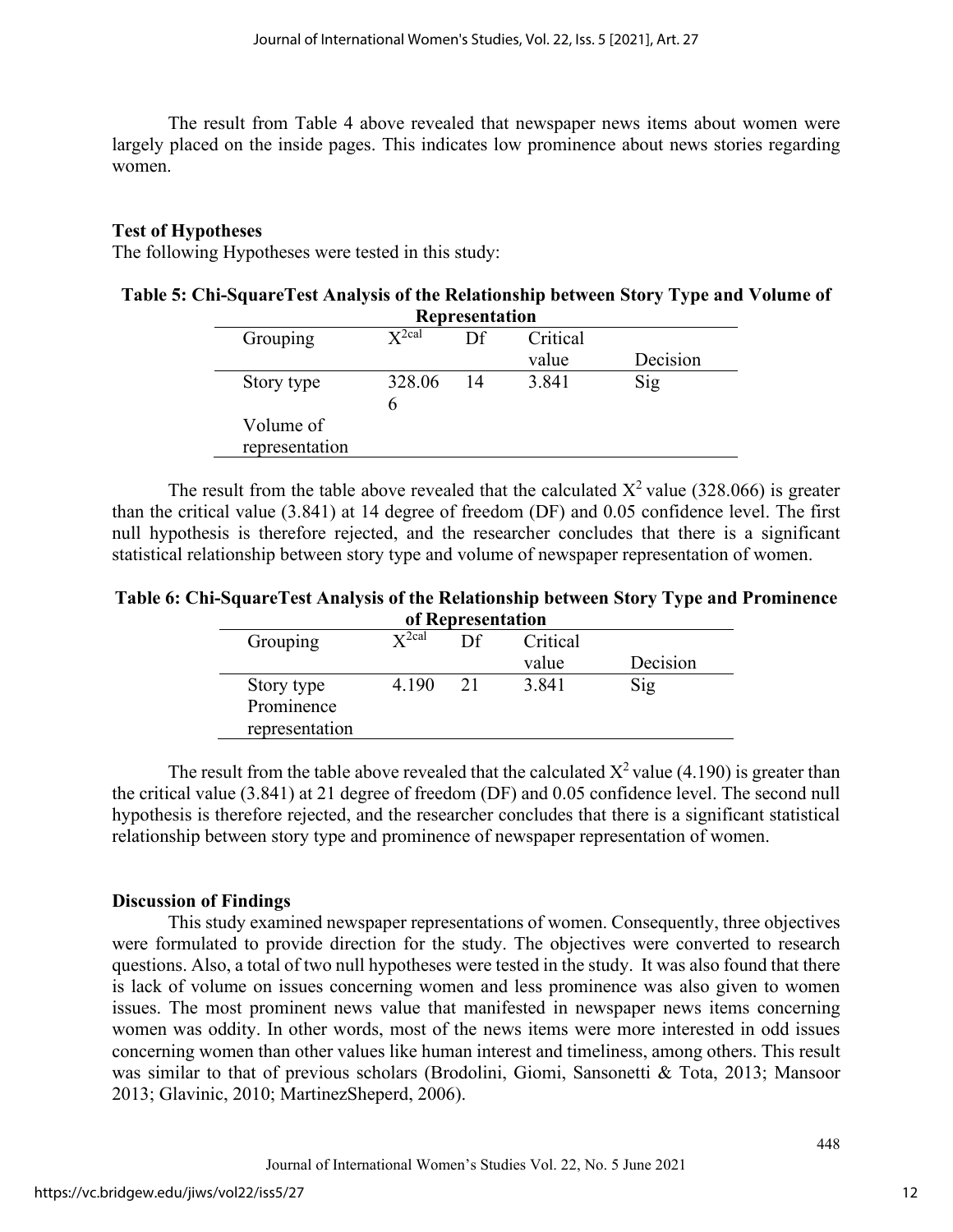The result from Table 4 above revealed that newspaper news items about women were largely placed on the inside pages. This indicates low prominence about news stories regarding women.

## Test of Hypotheses

The following Hypotheses were tested in this study:

**Table 5: Chi-SquareTest Analysis of the Relationship between Story Type and Volume of Representation**

| Grouping | $X^{2cal}$ | Df | Critical value | Decision |
|---|---|---|---|---|
| Story type | 328.066 | 14 | 3.841 | Sig |
| Volume of representation | | | | |

The result from the table above revealed that the calculated $X^2$ value (328.066) is greater than the critical value (3.841) at 14 degree of freedom (DF) and 0.05 confidence level. The first null hypothesis is therefore rejected, and the researcher concludes that there is a significant statistical relationship between story type and volume of newspaper representation of women.

**Table 6: Chi-SquareTest Analysis of the Relationship between Story Type and Prominence of Representation**

| Grouping | $X^{2cal}$ | Df | Critical value | Decision |
|---|---|---|---|---|
| Story type Prominence representation | 4.190 | 21 | 3.841 | Sig |

The result from the table above revealed that the calculated $X^2$ value (4.190) is greater than the critical value (3.841) at 21 degree of freedom (DF) and 0.05 confidence level. The second null hypothesis is therefore rejected, and the researcher concludes that there is a significant statistical relationship between story type and prominence of newspaper representation of women.

## Discussion of Findings

This study examined newspaper representations of women. Consequently, three objectives were formulated to provide direction for the study. The objectives were converted to research questions. Also, a total of two null hypotheses were tested in the study. It was also found that there is lack of volume on issues concerning women and less prominence was also given to women issues. The most prominent news value that manifested in newspaper news items concerning women was oddity. In other words, most of the news items were more interested in odd issues concerning women than other values like human interest and timeliness, among others. This result was similar to that of previous scholars (Brodolini, Giomi, Sansonetti & Tota, 2013; Mansoor 2013; Glavinic, 2010; MartinezSheperd, 2006).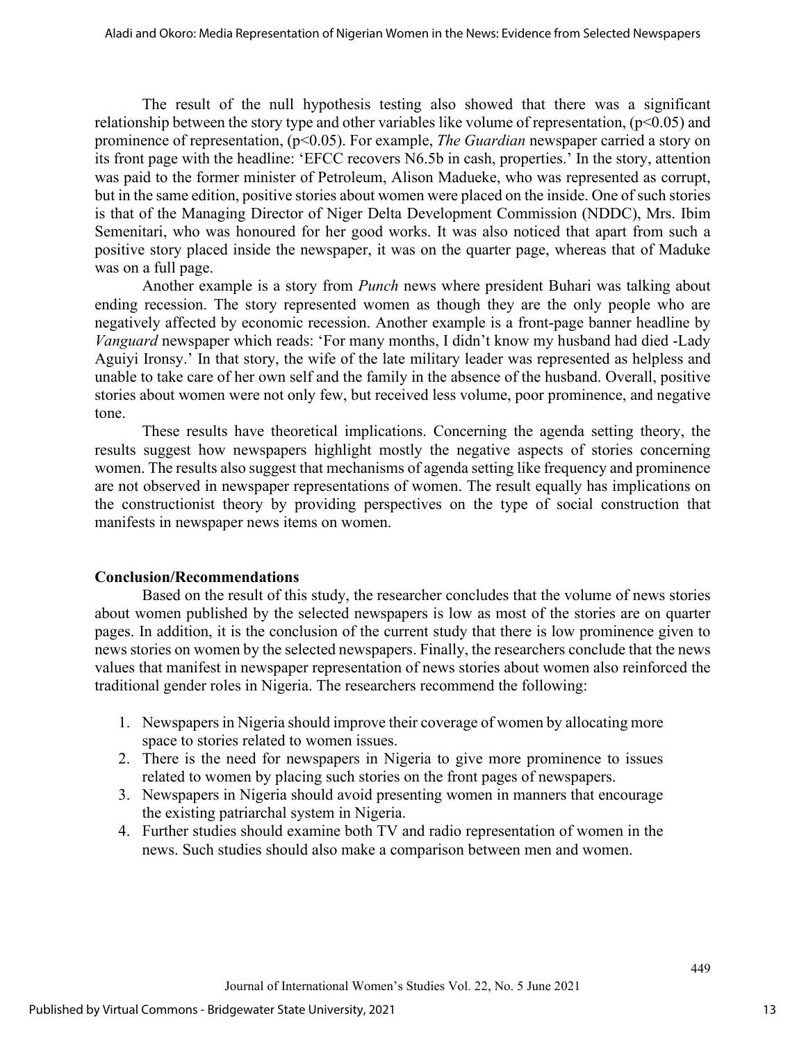The result of the null hypothesis testing also showed that there was a significant relationship between the story type and other variables like volume of representation, ($p<0.05$) and prominence of representation, ($p<0.05$). For example, *The Guardian* newspaper carried a story on its front page with the headline: 'EFCC recovers N6.5b in cash, properties.' In the story, attention was paid to the former minister of Petroleum, Alison Madueke, who was represented as corrupt, but in the same edition, positive stories about women were placed on the inside. One of such stories is that of the Managing Director of Niger Delta Development Commission (NDDC), Mrs. Ibim Semenitari, who was honoured for her good works. It was also noticed that apart from such a positive story placed inside the newspaper, it was on the quarter page, whereas that of Maduke was on a full page.

Another example is a story from *Punch* news where president Buhari was talking about ending recession. The story represented women as though they are the only people who are negatively affected by economic recession. Another example is a front-page banner headline by *Vanguard* newspaper which reads: 'For many months, I didn't know my husband had died -Lady Aguiyi Ironsy.' In that story, the wife of the late military leader was represented as helpless and unable to take care of her own self and the family in the absence of the husband. Overall, positive stories about women were not only few, but received less volume, poor prominence, and negative tone.

These results have theoretical implications. Concerning the agenda setting theory, the results suggest how newspapers highlight mostly the negative aspects of stories concerning women. The results also suggest that mechanisms of agenda setting like frequency and prominence are not observed in newspaper representations of women. The result equally has implications on the constructionist theory by providing perspectives on the type of social construction that manifests in newspaper news items on women.

## Conclusion/Recommendations

Based on the result of this study, the researcher concludes that the volume of news stories about women published by the selected newspapers is low as most of the stories are on quarter pages. In addition, it is the conclusion of the current study that there is low prominence given to news stories on women by the selected newspapers. Finally, the researchers conclude that the news values that manifest in newspaper representation of news stories about women also reinforced the traditional gender roles in Nigeria. The researchers recommend the following:

1. Newspapers in Nigeria should improve their coverage of women by allocating more space to stories related to women issues.
2. There is the need for newspapers in Nigeria to give more prominence to issues related to women by placing such stories on the front pages of newspapers.
3. Newspapers in Nigeria should avoid presenting women in manners that encourage the existing patriarchal system in Nigeria.
4. Further studies should examine both TV and radio representation of women in the news. Such studies should also make a comparison between men and women.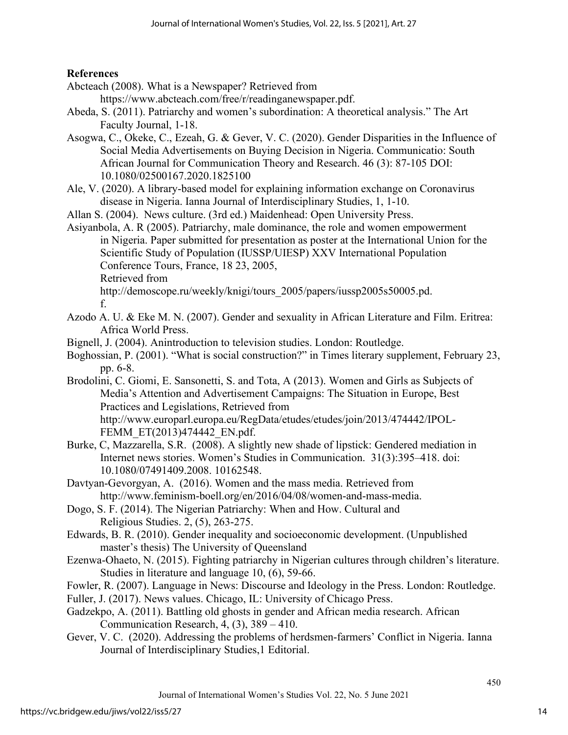**References**

Abcteach (2008). What is a Newspaper? Retrieved from https://www.abcteach.com/free/r/readinganewspaper.pdf.

Abeda, S. (2011). Patriarchy and women's subordination: A theoretical analysis." The Art Faculty Journal, 1-18.

Asogwa, C., Okeke, C., Ezeah, G. & Gever, V. C. (2020). Gender Disparities in the Influence of Social Media Advertisements on Buying Decision in Nigeria. Communicatio: South African Journal for Communication Theory and Research. 46 (3): 87-105 DOI: 10.1080/02500167.2020.1825100

Ale, V. (2020). A library-based model for explaining information exchange on Coronavirus disease in Nigeria. Ianna Journal of Interdisciplinary Studies, 1, 1-10.

Allan S. (2004). News culture. (3rd ed.) Maidenhead: Open University Press.

Asiyanbola, A. R (2005). Patriarchy, male dominance, the role and women empowerment in Nigeria. Paper submitted for presentation as poster at the International Union for the Scientific Study of Population (IUSSP/UIESP) XXV International Population Conference Tours, France, 18 23, 2005, Retrieved from http://demoscope.ru/weekly/knigi/tours_2005/papers/iussp2005s50005.pd. f.

Azodo A. U. & Eke M. N. (2007). Gender and sexuality in African Literature and Film. Eritrea: Africa World Press.

Bignell, J. (2004). Anintroduction to television studies. London: Routledge.

Boghossian, P. (2001). "What is social construction?" in Times literary supplement, February 23, pp. 6-8.

Brodolini, C. Giomi, E. Sansonetti, S. and Tota, A (2013). Women and Girls as Subjects of Media's Attention and Advertisement Campaigns: The Situation in Europe, Best Practices and Legislations, Retrieved from http://www.europarl.europa.eu/RegData/etudes/etudes/join/2013/474442/IPOL-FEMM_ET(2013)474442_EN.pdf.

Burke, C, Mazzarella, S.R. (2008). A slightly new shade of lipstick: Gendered mediation in Internet news stories. Women's Studies in Communication. 31(3):395–418. doi: 10.1080/07491409.2008. 10162548.

Davtyan-Gevorgyan, A. (2016). Women and the mass media. Retrieved from http://www.feminism-boell.org/en/2016/04/08/women-and-mass-media.

Dogo, S. F. (2014). The Nigerian Patriarchy: When and How. Cultural and Religious Studies. 2, (5), 263-275.

Edwards, B. R. (2010). Gender inequality and socioeconomic development. (Unpublished master's thesis) The University of Queensland

Ezenwa-Ohaeto, N. (2015). Fighting patriarchy in Nigerian cultures through children's literature. Studies in literature and language 10, (6), 59-66.

Fowler, R. (2007). Language in News: Discourse and Ideology in the Press. London: Routledge.

Fuller, J. (2017). News values. Chicago, IL: University of Chicago Press.

Gadzekpo, A. (2011). Battling old ghosts in gender and African media research. African Communication Research, 4, (3), 389 – 410.

Gever, V. C. (2020). Addressing the problems of herdsmen-farmers' Conflict in Nigeria. Ianna Journal of Interdisciplinary Studies,1 Editorial.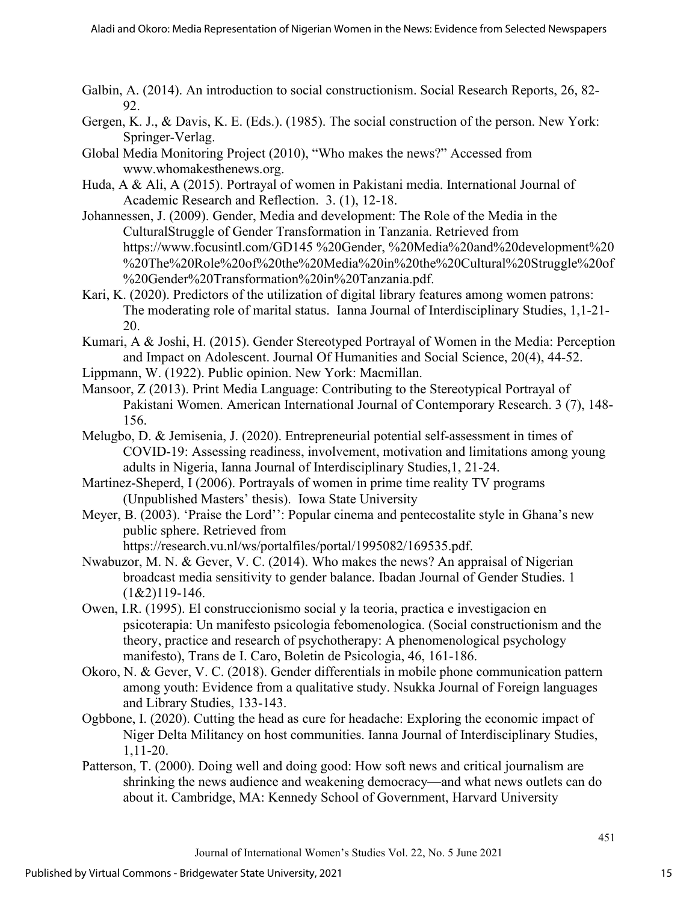Galbin, A. (2014). An introduction to social constructionism. Social Research Reports, 26, 82-92.

Gergen, K. J., & Davis, K. E. (Eds.). (1985). The social construction of the person. New York: Springer-Verlag.

Global Media Monitoring Project (2010), "Who makes the news?" Accessed from www.whomakesthenews.org.

Huda, A & Ali, A (2015). Portrayal of women in Pakistani media. International Journal of Academic Research and Reflection. 3. (1), 12-18.

Johannessen, J. (2009). Gender, Media and development: The Role of the Media in the CulturalStruggle of Gender Transformation in Tanzania. Retrieved from https://www.focusintl.com/GD145 %20Gender, %20Media%20and%20development%20 %20The%20Role%20of%20the%20Media%20in%20the%20Cultural%20Struggle%20of %20Gender%20Transformation%20in%20Tanzania.pdf.

Kari, K. (2020). Predictors of the utilization of digital library features among women patrons: The moderating role of marital status. Ianna Journal of Interdisciplinary Studies, 1,1-21-20.

Kumari, A & Joshi, H. (2015). Gender Stereotyped Portrayal of Women in the Media: Perception and Impact on Adolescent. Journal Of Humanities and Social Science, 20(4), 44-52.

Lippmann, W. (1922). Public opinion. New York: Macmillan.

Mansoor, Z (2013). Print Media Language: Contributing to the Stereotypical Portrayal of Pakistani Women. American International Journal of Contemporary Research. 3 (7), 148-156.

Melugbo, D. & Jemisenia, J. (2020). Entrepreneurial potential self-assessment in times of COVID-19: Assessing readiness, involvement, motivation and limitations among young adults in Nigeria, Ianna Journal of Interdisciplinary Studies,1, 21-24.

Martinez-Sheperd, I (2006). Portrayals of women in prime time reality TV programs (Unpublished Masters' thesis). Iowa State University

Meyer, B. (2003). 'Praise the Lord'': Popular cinema and pentecostalite style in Ghana's new public sphere. Retrieved from https://research.vu.nl/ws/portalfiles/portal/1995082/169535.pdf.

Nwabuzor, M. N. & Gever, V. C. (2014). Who makes the news? An appraisal of Nigerian broadcast media sensitivity to gender balance. Ibadan Journal of Gender Studies. 1 (1&2)119-146.

Owen, I.R. (1995). El construccionismo social y la teoria, practica e investigacion en psicoterapia: Un manifesto psicologia febomenologica. (Social constructionism and the theory, practice and research of psychotherapy: A phenomenological psychology manifesto), Trans de I. Caro, Boletin de Psicologia, 46, 161-186.

Okoro, N. & Gever, V. C. (2018). Gender differentials in mobile phone communication pattern among youth: Evidence from a qualitative study. Nsukka Journal of Foreign languages and Library Studies, 133-143.

Ogbbone, I. (2020). Cutting the head as cure for headache: Exploring the economic impact of Niger Delta Militancy on host communities. Ianna Journal of Interdisciplinary Studies, 1,11-20.

Patterson, T. (2000). Doing well and doing good: How soft news and critical journalism are shrinking the news audience and weakening democracy—and what news outlets can do about it. Cambridge, MA: Kennedy School of Government, Harvard University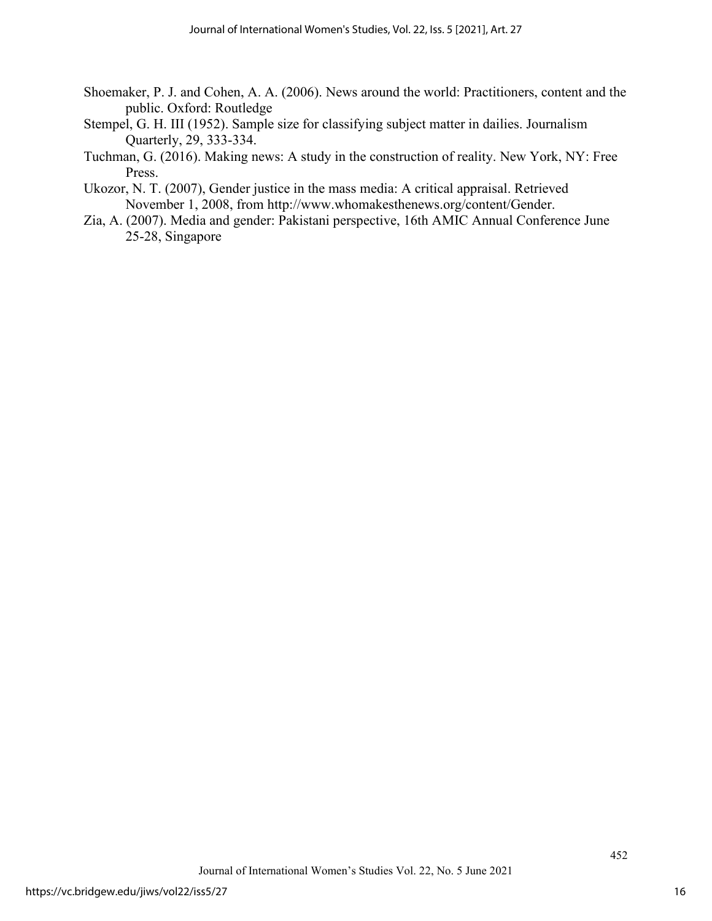Shoemaker, P. J. and Cohen, A. A. (2006). News around the world: Practitioners, content and the public. Oxford: Routledge

Stempel, G. H. III (1952). Sample size for classifying subject matter in dailies. Journalism Quarterly, 29, 333-334.

Tuchman, G. (2016). Making news: A study in the construction of reality. New York, NY: Free Press.

Ukozor, N. T. (2007), Gender justice in the mass media: A critical appraisal. Retrieved November 1, 2008, from http://www.whomakesthenews.org/content/Gender.

Zia, A. (2007). Media and gender: Pakistani perspective, 16th AMIC Annual Conference June 25-28, Singapore